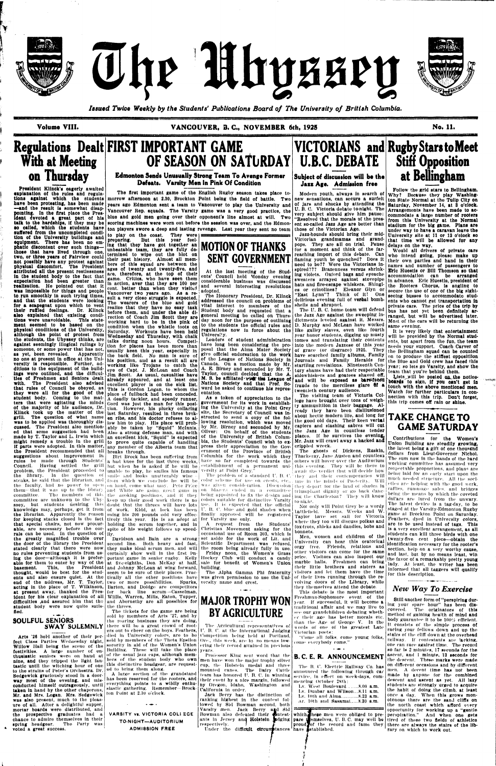# The Ubyssey

*Issued Twice Weekly by the Students' Publications Board of The University of British Columbia.*

Volume VIII. VANCOUVER, B. C., NOVEMBER 6th, 1925 No. 11.

## Regulations Dealt With at Meeting on Thursday

President Klinck's eagerly awaited explanation of the rules and regulations against which the students have been protesting, has been made—and the result is somewhat disappointing. In the first place the President devoted a great part of his talk to the hardships, if they may be so called, which the students have suffered from the uncompleted condition of the University buildings and equipment. There has been no emphatic discontent over such things—those that have lived through one, two, or three years of Fairview could not possibly have any protest against physical discomfort. The President attributed all the present restlessness in the student body to the fact that expectation had been greater than realization. He pointed out that it was impossible for things and people to run smoothly in such trying times, and that the students were looking for a scapegoat upon which to vent their ruffled feelings. Dr. Klinck also explained that existing conditions were unavoidable. This statement seemed to be based on the physical conditions of the University, although the point of protest from the students, the Ubyssey thinks, are against seemingly illogical rulings by someone, or some power that has not, as yet, been revealed. Apparently no one at present in office at the University is responsible. Further, additions to the equipment of the buildings were outlined, and the difficulties of Freshmen and Seniors dealt with. The President also advised that rules of Council be obeyed, as they were all for the good of the student body. Coming to the matters that were agitating the minds of the majority of his audience, Dr. Klinck took up the matter of the grill. The question of what name was to be applied was thoroughly discussed. The President also mentioned that some suggestion had been made by T. Taylor and L. Irwin which might remedy a trouble in the grill if parts were adopted. In this matter, the President recommended that all suggestions about improvement in rules be made through Students' Council. Having settled the grill problem, the President proceeded to the library. In the question of steaks, he said that the librarian, and the faculty, had no power to open them—that it was up to the library committee. The members of this committee are unknown to the Ubyssey, but students desiring this knowledge may, perhaps, get it from the librarian. Apparently the reason for keeping stacks closed is the fact that special chairs, not now procurable, are necessary before the corrals can be used. In the question of the greatly magnified trouble over the door of the library the President stated clearly that there were now no rules preventing students from using the door—although it is preferable for them to enter by way of the basement. This, the President thought, would be best for the students and also ensure quiet. At the end of the address, Mr. T. Taylor, acting in the place of T. Wilkinson, at present away, thanked the President for his clear explanation of all difficulties ,and assured him that the student body were now quite satisfied.

### SOULFUL SENIORS SWAY SOLEMNLY

Arts '26 held another of their perfect Class Parties Wednesday night. Willow Hall being the scene of the festivities. A large number of enthusiastic seniors were on hand at nine, and they tripped the light fantastic until the witching hour of one to the strains of Peter's Orchestra. Dr. Sedgewick graciously stood in a doorway most of the evening, and mis-conducted himself outrageously, until taken in hand by the other chaperons, Mr. and Mrs. Logan. Mrs. Sedgewick was also present, much to the pleasure of all. After a delightful supper, mortar boards were distributed, and the prospective graduates had a chance to admire themselves in their spring headgear. The Party was voted a great success.

## FIRST IMPORTANT GAME OF SEASON ON SATURDAY

### Edmonton Sends Unusually Strong Team To Avenge Former Defeats. Varsity Men In Pink Of Condition

The first important game of the English Rugby season takes place tomorrow afternoon at 2.30, Brockton Point being the field of battle. Two years ago Edmonton sent a team to Vancouver to play the University and Vancouver Rep. squads. The Varsity game was a very good practice, the blue and gold men going over their opponent's line almost at will. Two scoring machines were worn out before the session was over, and the Edmonton players swore a deep and lasting revenge. Last year they sent no team to play on the coast. They were preparing. But this year feeling that they have got together an unbeatable team, they are fully determined to wipe out the blot on their past history. Almost all members of this squad are between the ages of twenty and twenty-five, and are, therefore, at the top of their game. Critics, who have seen them in action, aver that they are 100 per cent. better than when they visited Vancouver two years ago. As a result a very close struggle is expected. The wearers of the blue and gold realize that they have no easy task before them, and under the able direction of Coach Jim Scott they are working hard to be in the pink of condition when the whistle toots on Saturday. Workouts have been held Wednesday and Thursday, with chalk talks during noon hours. Competition for places has been more than usually keen this year, especially in the back field. No man is sure of his position, and as a result all are working like Trojans to catch the eye of Capt. J. McLean and Coach Jim Scott. As usual, casualties have already appeared, and at least one excellent player is on the sick list. This is Gordon Logan, to whom the place of fullback had been conceded. A deadly tackler, and speedy runner, Gord was just the man for this position. However, his plucky collaring last Saturday, resulted in three broken ribs, and his doctor refuses to allow him to play. His place will probably be taken by "Squid" McInnis. Also a strong defense man, and with an excellent kick, "Squid" is expected to prove quite capable of handling any member of the Alberta team that breaks through.

Birt Brock has been suffering from a bad knee for the last three weeks, but when he is asked if he will be unable to play, he smiles his famous smile and looks unutterably wise—from which we conclude he will be on hand, come what may. Pete Price and White are going great guns in the hooking positions, and if they keep up their good work there is no doubt that the threes will have lots of work. Kidd, at lock has been using his 200 pounds odd very effectively this year. He is an adept at holding the scrum together, and in spite of his weight follows up speedily.

Davidson and Bain are a strong second line. Both heavy and fast, they make ideal scrum men, and will certainly show well in the first important game in senior rugby. Kelly at five-eighths, Don McKay at half, and Johnny McLean at wing forward, seem to be sure of their places. Practically all the other positions have two or more possibilities. Sparks, Barton, and Dodge are competitors for back line scrum—Casselman, Willis, Warren, Mills, Eaton, Tupper, and Abernethy are all possibles for the threes.

The tickets for the game are being sold by members of Arts '27, and by the rooting business they are doing, there will be a great crowd of rooters out to cheer on the boys. Feathers, dyed in University colors, are to be sold by members of the Theta Epsilon sorority in aid of the Women's Union Building. These will take the place of the usual jazz caps, although members of the student body who own this distinctive headgear, are requested to bring them along.

A large section of the grandstand has been reserved for the rooters, and everything points to a wildly enthusiastic gathering. Remember—Brockton Point at 2.30 o'clock.

**VARSITY vs. VICTORIA COLLEGE**
**TO-NIGHT—AUDITORIUM**
**ADMISSION FREE**

## MOTION OF THANKS SENT GOVERNMENT

At the last meeting of the Students' Council held Monday evening considerable business was discussed and several interesting resolutions adopted.

The Honorary President, Dr. Klinck addressed the council on problems of vital interest to members of the Student body and requested that a general meeting be called on Thursday noon for the purpose of outlining to the students the official rules and regulations now in force about the University.

Leaders of student administration have long been considering the proposal that the Alma Mater Society give official endorsation to the work of the League of Nations Society in Canada. On a motion made by Mr. A. E. Birney and seconded by Mr. T. Taylor, council decided that the A. M. S. be affiliated with the League of Nations Society and that Prof. Soward be asked to continue his representation.

As a token of appreciation to the government for its work in establishing the University at the Point Grey site, the Secretary of Council was instructed to send a copy of the following resolution, which was moved by Mr. Birney and seconded by Mr. Oliver: On behalf of the students of the University of British Columbia, the Students' Council wish to express their appreciation to the Government of the Province of British Columbia for the work which they have so far completed towards the establishment of a permanent university at Point Grey."

The problem of a standard U. B. C. color scheme for use on crests, etc., was given consideration. Discussion on blazers ended in a committee being appointed to fix the design and colors suitable for distinctive Varsity use. It is expected that the official U. B. C. blue and gold shades when finally approved will be registered for Varsity use only.

A request from the Students' Christian Movement asking for the occasional use of Room 303, which is set aside for the work of Lit. and Scientific Department was refused, the room being already fully in use.

Friday noon, the Women's Grass Hockey Club will conduct a candy sale for benefit of Women's Union building.

The Alpha Gamma Phi fraternity was given permission to use the University name and crest.

## MAJOR TROPHY WON BY AGRICULTURE

The Agricultural representatives of U. B. C. at the International Judging competition being held at Portland, Ore., this week, are by no means lowering their record attained in previous years.

Professor King sent word that the men have won the major trophy silver cup, the Holstein medal and three mounted canes. The Dairy Cattle team has honored U. B. C. in winning their event by a nice margin, followed by Oregon, Idaho, Washington and California in order.

Jack Berry has the distinction of ranking highest in the contest followed by Sid Bowman second, both Varsity men. Jack Berry and Sid Bowman also defeated their contestants in Jersey and Holstein judging respectively.

Under the difficult circumstances which these men were obliged to prepare themselves, the U. B. C. may well be proud of the record and fame they have established.

## VICTORIANS and U.B.C. DEBATE

### Subject of discussion will be the Jazz Age. Admission free

Modern youth, always in search of new sensations, can secure a surfeit of jars and shocks by attending the U. B. C. Victoria debate to-night. The very subject should give him pause: "Resolved that the morals of the present so-called Jazz Age are better than those of the Victorian Age.

Jazz-hounds should bring their mid-Victorian grandmamas and grandpops. They are all on trial. Pause for a moment and think of the far-reaching import of this debate. Can flaming youth be quenched? Does it need to be?? Were the Victorians inspired??? Brazenness versus shrinking violets. Oxford bags and eyeache sweaters arrayed against stovepipe hats and fire-escape whiskers. Shingles or crinolines? Eleanor Glyn or "East Lynn"? Think of it! One delirious evening full of verbal bombshells and shrapnel.

The U. B. C. home team will defend the Jazz Age against the sweeping indictments levelled against it. Messrs. D. Murphy and McLean have worked like galley slaves, even like fourth year honor students, digging up musty tomes and translating their contents into the modern Jazzese of this year of grace (or disgrace) 1925. They have searched family albums, Family Journals and Family Heralds for startling revelations. Nineteenth Century shams have had their respectable sidewhiskers and goatees shaved off, and will be exposed as barefaced frauds to the merciless glare of a twentieth century audience.

The visiting team of Victoria College have brought over tons of weighty ammunition in their baggage. Already they have been disillusioned about hectic modern life, and long for the good old days. Their keen verbal rapiers and slashing sabres will cut the Jazz Age in countless tender places. If he survives the evening, Mr. Jazz will crawl away a hacked and crippled wreck.

The ghosts of Dickens, Ruskin, Thackeray, Jane Austen and countless others will hover over the Auditorium this evening. They will be there to await the verdict that will decide how they and their contemporaries will fare in the minds of Posterity. Will they depart for the land of shades in triumphant dignity or go back dancing the Charleston? They will know to-night.

The only will Point Grey be a wordy battlefield. Messrs. Weeks and W. Taylor have set sail for Victoria where they too will discuss polkas and fox-trots, shieks and dandies, bobs and bonnets.

Men, women and children of the University can hear this oratorical orgy free. Friends, relations and other visitors can come for the same price. Visitors can also inspect our marble halls. Freshmen can bring their little brothers and sisters as visitors and let them have the time of their lives running through the revolving doors of the Library, while they themselves attend the debate.

The debate is the most important Freshman-Sophomore event of the year. If successful, it will become a traditional affair and we may live to see our grandchildren debating whether their age has better morals etc. than the Age of George V. In the words of one of the greatest Late Victorian poets:

"Come all folks, come young folks, come everybody come."

## B. C. E. R. ANNOUNCEMENT

The B. C. Electric Railway Co. has announced the following through car service, in effect on week-days, commencing October 28th:

Lv. West Boulevard..........8.00 a.m.
Lv. Dunbar and Wilson....8.11 a.m.
Lv. 10th and Alma............8.23 a.m.
Ar. 10th and Sasamat.......8.30 a.m.

## Rugby Stars to Meet Stiff Opposition at Bellingham

Follow the grid stars to Bellingham. Why? Because they play Washington State Normal at the Tulip City on Saturday, November 14, at 3 o'clock. Arrangements have been made to accommodate a large number of rooters from this University at the Normal stadium for the big game. Plans are under way to have a caravan leave the University site at 11 or 12 o'clock so that time will be allowed for any delays on the way.

Would all drivers of private cars who intend going, please make up their own parties and hand in their names and number of passengers to Eric Huestis or Bill Thomson so that accommodation can be arranged in advance. Eric Huestis, president of the Rooters Chorus, is angling to secure the use of one of the big sight-seeing busses to accommodate students who cannot get transportation in private cars. The price of the trip by bus has not yet been definitely arranged, but will be advertised later. Most of the cars will be returning the same evening.

It is very likely that entertainment will be provided by the Normal students, but apart from the fun, the team needs your support. Coach Carver of the Bellingham squad can be counted on to produce the stiffest opposition the Blue and Gold crew has faced this year; so lets go Varsity, and show the team that you're behind them.

Lists will be posted on the notice-boards to sign, if you can't get in touch with the above mentioned men. Watch for further particulars in connection with this trip. Don't forget, this trip comes off rain or shine.

## TAKE CHANGE TO GAME SATURDAY

Contributions for the Women's Union Building are steadily growing, the latest being a gift of one thousand dollars from Lieut-Governor Nichol. The sum now in the hands of the hard working committee has assumed very respectable proportions, and plans are being laid for an early start upon the much needed structure. All the societies are helping with the good work, raffles, rummage sales, and bridges being the means by which the coveted dollars are lured from the unwary. The latest device is a tag-day, to be staged at the Varsity-Edmonton Rugby game at Brockton Point on Saturday. Feathers, dyed in University colors, are to be used instead of tags. This is a very excellent arrangement, as all students can kill three birds with one twenty-five cent piece—obtain the identification necessary for the rooter's section, help on a very worthy cause, and last, but by no means least, win the favor of a remarkably pretty young lady. At least, the writer has been informed that all taggers will qualify for this description.

### *New Way To Exercise*

Still another form of "perspiring during your spare hour" has been discovered. The originators of this method of gaining health of mind and body guarantee it to be 100% efficient. It consists of the simple process of racing your fellows down and up the whole of the cliff down at the overhead railway. If contestants are lacking, one can race against time. The record so far is 2 minutes, 17 seconds for the ascent, and 1 minute, 13 seconds for the descent. These marks were made on different occasions and by different men. A decent time has not been made by anyone for the combined descent and ascent as yet. All lazy students are strongly urged to acquire the habit of doing the climb, at least once a day. When this grows monotonous there are the sand cliffs on the north coast which afford every opportunity for working up a "gentle perspiration." And when one gets tired of these two fields of athletics there are always the stairs of the library on which to work out.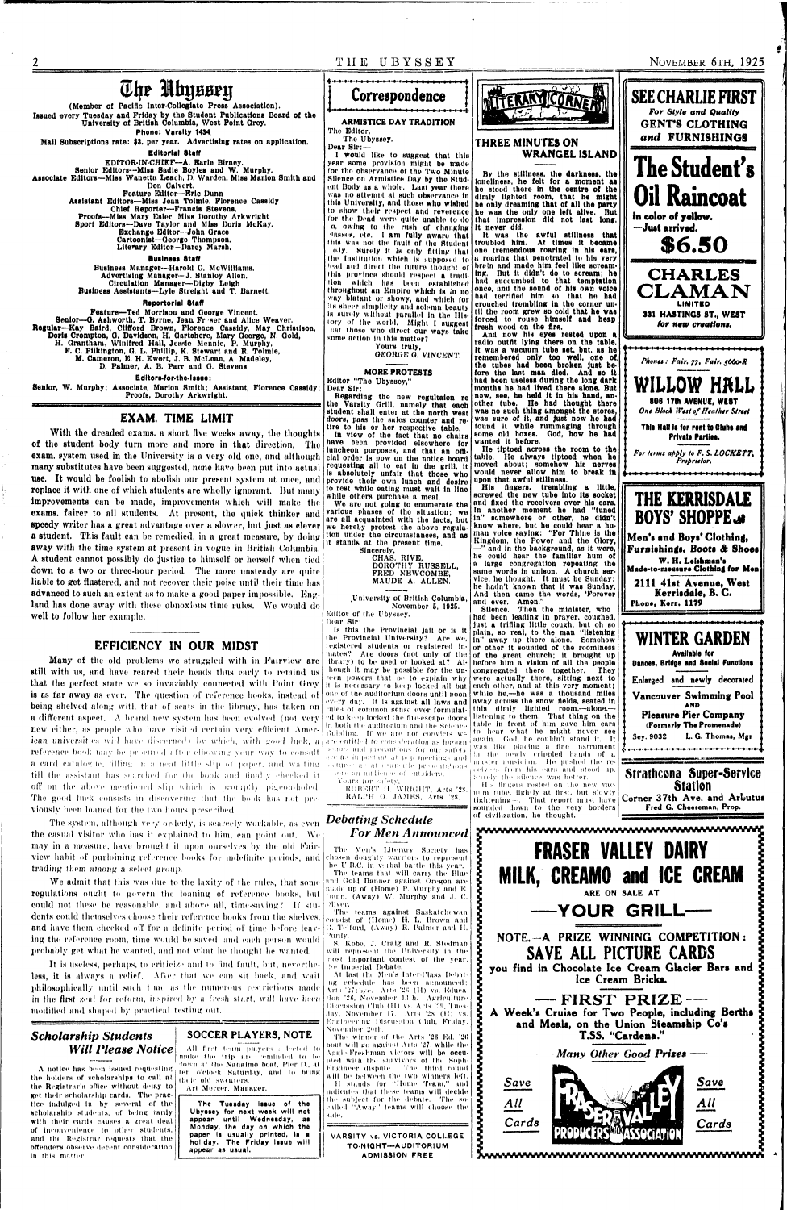# The Ubyssey

(Member of Pacific Inter-Collegiate Press Association).

Issued every Tuesday and Friday by the Student Publications Board of the University of British Columbia, West Point Grey.

Phone: Varsity 1434

Mail Subscriptions rate: $3. per year. Advertising rates on application.

**Editorial Staff**

EDITOR-IN-CHIEF—A. Earle Birney.
Senior Editors—Miss Sadie Boyles and W. Murphy.
Associate Editors—Miss Marion Warden, Miss Marion Smith and Don Calvert.
Feature Editor—Eric Dunn
Assistant Editors—Miss Jean Tolmie, Florence Cassidy
Chief Reporter—Francis Stevens.
Proofs—Miss Mary Esler, Miss Dorothy Arkwright
Sport Editors—Dave Taylor and Miss Doris McKay.
Exchange Editor—John Grace
Cartoonist—George Thompson.
Literary Editor—Darcy Marsh.

**Business Staff**

Business Manager—Harold G. McWilliams.
Advertising Manager—J. Stanley Allen.
Circulation Manager—Digby Leigh
Business Assistants—Lyle Streight and T. Barnett.

**Reportorial Staff**

Feature—Ted Morrison and George Vincent.
Senior—G. Ashworth, T. Byrne, Jean Fraser and Alice Weaver.
Regular—Kay Baird, Clifford Brown, Florence Cassidy, May Christison, Doris Crompton, G. Davidson, H. Gartshore, Mary George, N. Gold, H. Grantham, Winifred Hall, Jessie Mennie, P. Murphy, F. C. Pilkington, G. L. Phillip, K. Stewart and R. Tolmie, M. Cameron, E. H. Ewert, J. B. McLean, A. Madeley, D. Palmer, A. B. Parr and G. Stevens

**Editors-for-the-Issue:**

Senior, W. Murphy; Associate, Marion Smith; Assistant, Florence Cassidy; Proofs, Dorothy Arkwright.

## EXAM. TIME LIMIT

With the dreaded exams. a short five weeks away, the thoughts of the student body turn more and more in that direction. The exam. system used in the University is a very old one, and although many substitutes have been suggested, none have been put into actual use. It would be foolish to abolish our present system at once, and replace it with one of which students are wholly ignorant. But many improvements can be made, improvements which will make the exams. fairer to all students. At present, the quick thinker and speedy writer has a great advantage over a slower, but just as clever a student. This fault can be remedied, in a great measure, by doing away with the time system at present in vogue in British Columbia. A student cannot possibly do justice to himself or herself when tied down to a two or three-hour period. The more unsteady are quite liable to get flustered, and not recover their poise until their time has advanced to such an extent as to make a good paper impossible. England has done away with these obnoxious time rules. We would do well to follow her example.

## EFFICIENCY IN OUR MIDST

Many of the old problems we struggled with in Fairview are still with us, and have reared their heads thus early to remind us that the perfect state we so invariably connected with Point Grey is as far away as ever. The question of reference books, instead of being shelved along with that of seats in the library, has taken on a different aspect. A brand new system has been evolved (not very new either, as people who have visited certain very efficient American universities will have discerned) by which, with good luck, a reference book may be procured after elbowing your way to consult a card catalogue, filling in a neat little slip of paper, and waiting till the assistant has searched for the book and finally checked it off on the above mentioned slip which is promptly pigeon-holed. The good luck consists in discovering that the book has not previously been loaned for the two hours prescribed.

The system, although very orderly, is scarcely workable, as even the casual visitor who has it explained to him, can point out. We may in a measure, have brought it upon ourselves by the old Fairview habit of purloining reference books for indefinite periods, and trading them among a select group.

We admit that this was due to the laxity of the rules, that some regulations ought to govern the loaning of reference books, but could not these be reasonable, and above all, time-saving? If students could themselves choose their reference books from the shelves, and have them checked off for a definite period of time before leaving the reference room, time would be saved, and each person would probably get what he wanted, and not what he thought he wanted.

It is useless, perhaps, to criticize and to find fault, but, nevertheless, it is always a relief. After that we can sit back, and wait philosophically until such time as the numerous restrictions made in the first zeal for reform, inspired by a fresh start, will have been modified and shaped by practical testing out.

### *Scholarship Students Will Please Notice*

A notice has been issued requesting the holders of scholarships to call at the Registrar's office without delay to get their scholarship cards. The practice indulged in by several of the scholarship students, of being tardy with their cards causes a great deal of inconvenience to other students, and the Registrar requests that the offenders observe decent consideration in this matter.

### SOCCER PLAYERS, NOTE

All first team players selected to make the trip are reminded to be down at the Nanaimo boat, Pier D, at ten o'clock Saturday, and to bring their old sweaters.

Art Mercer, Manager.

**The Tuesday issue of the Ubyssey for next week will not appear until Wednesday, as Monday, the day on which the paper is usually printed, is a holiday. The Friday issue will appear as usual.**

## Correspondence

### ARMISTICE DAY TRADITION

The Editor,
The Ubyssey.
Dear Sir:—

I would like to suggest that this year some provision might be made for the observance of the Two Minute Silence on Armistice Day by the Student Body as a whole. Last year there was no attempt at such observance in this University, and those who wished to show their respect and reverence for the Dead were quite unable to do so, owing to the rush of changing classes, etc. I am fully aware that this was not the fault of the Student only. Surely it is only fitting that the institution which is supposed to lead and direct the future thought of this province should respect a tradition which has been established throughout an Empire which is in no way blatant or showy, and which for its sheer simplicity and solemn beauty is surely without parallel in the History of the world. Might I suggest that those who direct our ways take some action in this matter?

Yours truly,
GEORGE G. VINCENT.

### MORE PROTESTS

Editor "The Ubyssey,"
Dear Sir:

Regarding the new regulation re the Varsity Grill, namely that each student shall enter at the north west doors, pass the sales counter and retire to his or her respective table.

In view of the fact that no chairs have been provided elsewhere for luncheon purposes, and that an official order is now on the notice board requesting all to eat in the grill, it is absolutely unfair that those who provide their own lunch and desire to rest while eating must wait in line while others purchase a meal.

We are not going to enumerate the various phases of the situation; we are all acquainted with the facts, but we hereby protest the above regulation under the circumstances, and as it stands at the present time.

Sincerely,
CHAS. RIVE,
DOROTHY RUSSELL,
FRED NEWCOMBE,
MAUDE A. ALLEN.

University of British Columbia,
November 5, 1925.

Editor of the Ubyssey.
Dear Sir:

Is this the Provincial jail or is it the Provincial University? Are we registered students or registered inmates? Are doors (not only of the library) to be used or locked at? Although it may be possible for the university powers that be to explain why it is necessary to keep locked all but one of the auditorium doors until noon every day. It is against all laws and rules of common sense ever formulated to keep locked the fire-escape doors in both the auditorium and the Science Building. If we are not convicts we are entitled to consideration as human beings and precautions for our safety are as important at pep meetings and lectures as at dramatic presentations before an audience of outsiders.

Yours for safety,
ROBERT H. WRIGHT, Arts '28.
RALPH O. JAMES, Arts '28.

## *Debating Schedule For Men Announced*

The Men's Literary Society has chosen doughty warriors to represent the U.B.C. in verbal battle this year.

The teams that will carry the Blue and Gold Banner against Oregon are made up of (Home) P. Murphy and E. Dunn, (Away) W. Murphy and J. C. Oliver.

The teams against Saskatchewan consist of (Home) H. L. Brown and G. Telford, (Away) R. Palmer and H. Purdy.

S. Kobe, J. Craig and R. Stedman will represent the University in the most important contest of the year, the Imperial Debate.

At last the Men's Inter-Class Debating schedule has been announced: Arts '27 bye. Arts '26 (II) vs. Education '26, November 13th. Agriculture Discussion Club (II) vs. Arts '29, Tuesday, November 17. Arts '28 (II) vs. Engineering Discussion Club, Friday, November 20th.

The winner of the Arts '26 Ed. '26 bout will go against Arts '27, while the Aggie-Freshman victors will be occupied with the survivors of the Soph-Engineer dispute. The third round will be between the two winners left.

II stands for "Home Team," and indicates that these teams will decide the subject for the debate. The so-called "Away" teams will choose the side.

**VARSITY vs. VICTORIA COLLEGE**
**TO-NIGHT—AUDITORIUM**
**ADMISSION FREE**

## LITERARY CORNER

### THREE MINUTES ON WRANGEL ISLAND

By the stillness, the darkness, the loneliness, he felt for a moment as he stood there in the centre of the dimly lighted room, that he might be only dreaming that all of the party he was the only one left alive. But that impression did not last long. It never did.

It was the awful stillness that troubled him. At times it became one tremendous roaring in his ears, a roaring that penetrated to his very brain and made him feel like screaming. But it didn't do to scream; he had succumbed to that temptation once, and the sound of his own voice had terrified him so, that he had crouched trembling in the corner until the room grew so cold that he was forced to rouse himself and heap fresh wood on the fire.

And now his eyes rested upon a radio outfit lying there on the table. It was a vacuum tube set, but as he remembered only too well, one of the tubes had been broken just before the last man died. And so it had been useless during the long dark months he had lived there alone. But now, see, he held it in his hand, another tube. He had thought there was no such thing amongst the stores, was sure of it, and just now he had found it while rummaging through some old boxes. God, how he had wanted it before.

He tiptoed across the room to the table. He always tiptoed when he moved about; somehow his nerves would never allow him to break in upon that awful stillness.

His fingers, trembling a little, screwed the new tube into its socket and fixed the receivers over his ears. In another moment he had "tuned in" somewhere or other, he didn't know where, but he could hear a human voice saying: "For Thine is the Kingdom, the Power and the Glory, —" and in the background, as it were, he could hear the familiar hum of a large congregation repeating the same words in unison. A church service, he thought. It must be Sunday. He hadn't known that it was Sunday. And then came the words, 'Forever and ever. Amen."

Silence. Then the minister, who had been leading in prayer, coughed, just a trifling little cough, but oh so plain, so real, to the man "listening in" away up there alone. Somehow or other it sounded of the roominess of the great church; it brought up before him a vision of all the people congregated there together. They were actually there, sitting next to each other, and at this very moment; while he,—he was a thousand miles away across the snow fields, seated in this dimly lighted room,—alone,—listening to them. That thing on the table in front of him gave him ears to hear what he might never see again. God, he couldn't stand it. It was like placing a fine instrument in the newly crippled hands of a master musician. He pushed the receivers from his ears and stood up. Surely the silence was better.

His fingers rested on the new vacuum tube, lightly at first, but slowly tightening— That report must have sounded down to the very borders of civilization, he thought.

**SEE CHARLIE FIRST**
*For Style and Quality*
**GENT'S CLOTHING and FURNISHINGS**

**The Student's Oil Raincoat**
In color of yellow.
—Just arrived.
**$6.50**

**CHARLES CLAMAN LIMITED**
331 HASTINGS ST., WEST
*for new creations.*

*Phones: Fair. 77, Fair. 5660-R*
**WILLOW HALL**
806 17th AVENUE, WEST
*One Block West of Heather Street*
**This Hall is for rent to Clubs and Private Parties.**
*For terms apply to F. S. LOCKETT, Proprietor.*

**THE KERRISDALE BOYS' SHOPPE**
**Men's and Boys' Clothing, Furnishings, Boots & Shoes**
W. H. Leishman's
Made-to-measure Clothing for Men
**2111 41st Avenue, West**
**Kerrisdale, B. C.**
Phone, Kerr. 1179

**WINTER GARDEN**
Available for
Dances, Bridge and Social Functions
Enlarged and newly decorated
**Vancouver Swimming Pool**
AND
**Pleasure Pier Company**
(Formerly The Promenade)
Sey. 9032 L. G. Thomas, Mgr

**Strathcona Super-Service Station**
**Corner 37th Ave. and Arbutus**
Fred G. Cheeseman, Prop.

**FRASER VALLEY DAIRY MILK, CREAMO and ICE CREAM**
ARE ON SALE AT
**—YOUR GRILL—**

**NOTE.—A PRIZE WINNING COMPETITION: SAVE ALL PICTURE CARDS**
you find in Chocolate Ice Cream Glacier Bars and Ice Cream Bricks.

**— FIRST PRIZE —**
**A Week's Cruise for Two People, including Berths and Meals, on the Union Steamship Co's T.S.S. "Cardena."**

*— Many Other Good Prizes —*

*Save All Cards* — FRASER VALLEY PRODUCERS' ASSOCIATION — *Save All Cards*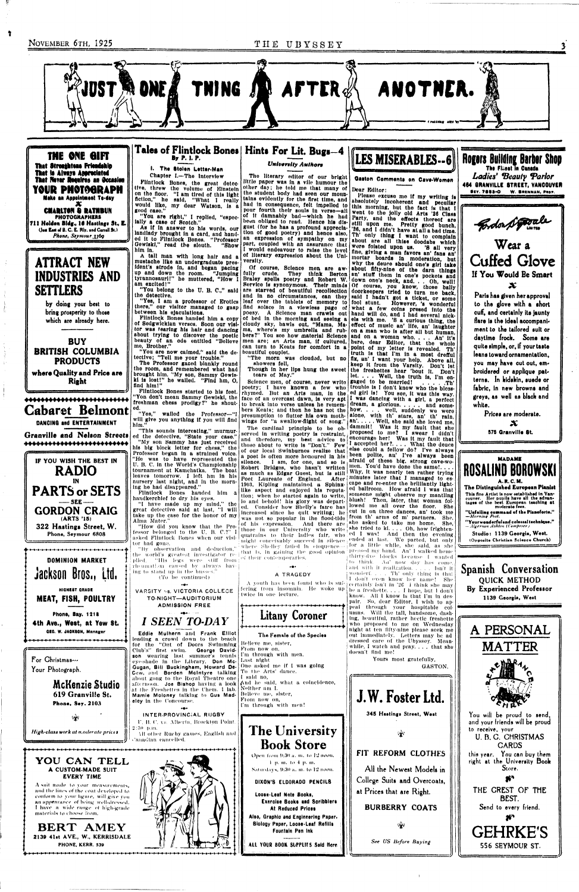# JUST ONE THING AFTER ANOTHER.

## THE ONE GIFT

**That Strengthens Friendship**
**That is Always Appreciated**
**That Never Requires an Occasion**

**YOUR PHOTOGRAPH**

**Make an Appointment To-day**

**CHARLTON & RATHBUN**
**PHOTOGRAPHERS**
**711 Holden Bldg., 16 Hastings St., E.**
(Just East of B. C. E. Rly. and Carrall St.)
*Phone, Seymour 3169*

## ATTRACT NEW INDUSTRIES AND SETTLERS

by doing your best to bring prosperity to those which are already here.

**BUY BRITISH COLUMBIA PRODUCTS**

**where Quality and Price are Right**

## Cabaret Belmont

**DANCING and ENTERTAINMENT**

**Granville and Nelson Streets**

IF YOU WISH THE BEST IN

## RADIO

IN

## PARTS or SETS

— SEE —

## GORDON CRAIG

(ARTS '15)

322 Hastings Street, W.
Phone, Seymour 6808

DOMINION MARKET

## Jackson Bros., Ltd.

HIGHEST GRADE

**MEAT, FISH, POULTRY**

Phone, Bay. 1218

**4th Ave., West, at Yew St.**

GEO. W. JACKSON, Manager

For Christmas---
Your Photograph.

## McKenzie Studio

619 Granville St.
Phone, Sey. 2103

*High-class work at moderate prices*

## Tales of Flintlock Bones

By P. I. P.

### I. The Stolen Letter-Man

Chapter I.—The Interview

Flintlock Bones, the great detective, threw the volume of Einstein on the floor. "I am tired of this light fiction," he said. "What I really would like, my dear Watson, is a good case."

"You are right," I replied, "especially a case of Scotch."

As if in answer to his words, our landlady brought in a card, and handed it to Flintlock Bones. "Professor Gewiski," read the sleuth. "Show him in."

A tall man with long hair and a mustache like an undergraduate president's strode in, and began pacing up and down the room. "Jumping tyrannosauri!" he muttered, "How I am excited!"

"You belong to the U. B. C.," said the detective.

"Yes, I am a professor of Erotics there," our visitor managed to gasp between his ejaculations.

Flintlock Bones handed him a copy of Sedgwickian verses. Soon our visitor was tearing his hair and dancing about trying to discover the poetic beauty of an ode entitled "Believe me, Brother."

"You are now calmed," said the detective; "Tell me your trouble."

The Professor gazed blankly round the room, and remembered what had brought him. "My son, Sammy Gewiski is lost!" he wailed. "Find him, O, find him!"

Flintlock Bones started to his feet. "You don't mean Sammy Gewiski, the freshman chess prodigy?" he shouted.

"Yes," wailed the Professor—"I will give you anything if you will find him."

"This sounds interesting," murmured the detective, "State your case."

"My son Sammy has just received his big block letter for chess," the Professor began in a strained voice. "He was to have represented the U. B. C. in the World's Championship tournament at Kamchatka. The boat leaves tomorrow. I left him in his nursery last night, and in the morning he had disappeared."

Flintlock Bones handed him a handkerchief to dry his eyes.

"I have made up my mind," the great detective said at last, "I will take up the case for the honor of my Alma Mater."

"How did you know that the Professor belonged to the U. B. C.?" I asked Flintlock Bones when our visitor had gone.

"By observation and deduction," the world's greatest investigator replied. "His legs were stiff from rheumatism caused by always having to stand up in the busses."

(To be continued)

VARSITY vs. VICTORIA COLLEGE
TO-NIGHT—AUDITORIUM
ADMISSION FREE

## I SEEN TO-DAY

Eddie Mulhern and Frank Elliot leading a crowd down to the beach for the "Out of Doors Swimming Club's" first swim. George Davidson wearing last summer's tennis eye-shade in the Library. Don McGugan, Bill Buckingham, Howard DeCew, and Borden McIntyre talking about going to the Royal Theatre one afternoon. Joe Bishop having a look at the Freshettes in the Chem. 1 lab. Mamie Moloney talking to Gus Madeley in the Concourse.

INTER-PROVINCIAL RUGBY

U. B. C. vs. Alberta, Brockton Point, 2:30 p.m.

All other Rugby games, English and Canadian cancelled.

## Hints For Lit. Bugs—4

*University Authors*

The literary editor of our bright little paper was in a vile humour the other day; he told me that many of the student body had seen our mountains evidently for the first time, and had in consequence, felt impelled to pour fourth their souls in verse—all of it damnably bad—which he had been obliged to read. Hence his disgust (for he has a profound appreciation of good poetry) and hence also, an expression of sympathy on my part, coupled with an assurance that I would endeavour to raise the level of literary expression about the University.

Of course, Science men are awfully crude. They think Berton Braley spells poetry and Robert W. Service is synonymous. Their minds are starved of beautiful recollection and in no circumstances, can they leaf over the tablets of memory to find solace in a viewless page of poesy. A Science man crawls out of bed in the morning and seeing a cloudy sky, bawls out, "Mama, Mama, where's my umbrella and rubbers?" You see how material Science men are; an Arts man, if cultured, can turn to Keats for comfort in a beautiful couplet.

"The morn was clouded, but no showers fell,
Though in her lips hung the sweet tears of May."

Science men, of course, never write poetry; I have known a few who rhymed. But an Arts man, in the face of an overcast dawn, is very apt to break into verse unless he remembers Keats; and then he has not the presumption to flutter his own moth-wings for "a swallow-flight of song."

The cardinal principle to be observed in writing poetry is restraint, and therefore, my best advice to those about to write is "Don't." Few of our local Swinburnes realize that a poet is often more honoured in his silence. I am, for one, and so is Robert Bridges, who hasn't written as much as Edgar Guest, but is still Poet Laureate of England. After 1903, Kipling maintained a Sphinx-like aspect and enjoyed his reputation; when he started again to write, lo and behold! his glory was departed. Consider how Shelly's fame has increased since he quit writing; he was not so popular in the flood-tide of his expression. And there are those in our University who write quatrains to their ladies fair, who might conceivably succeed in silence where Shelley failed in eloquence—that is, in gaining the good opinion of their contemporaries.

### A TRAGEDY

A youth has been found who is suffering from insomnia. He woke up twice in one lecture.

## Litany Coroner

**The Female of the Species**

Believe me, sister,
From now on,
I'm through with men.
Last night
One asked me if I was going
To the Arts' dance.
I said no,
And he said, what a coincidence,
Neither am I.
Believe me, sister,
From now on,
I'm through with men!

## The University Book Store

Open from 9:30 a. m. to 12 noon.
1 p. m. to 4 p. m.
Saturdays, 9:30 a. m. to 12 noon.

**DIXON'S ELDORADO PENCILS**

**Loose-Leaf Note Books,**
**Exercise Books and Scribblers**
**At Reduced Prices**

**Also, Graphic and Engineering Paper, Biology Paper, Loose-Leaf Refills Fountain Pen Ink**

**ALL YOUR BOOK SUPPLIES Sold Here**

## LES MISERABLES--6

**Gaston Comments on Cave-Women**

Dear Editor:

Please excuse me if my writing is absolutely incoherent and peculiar this morning, but the fact is that I went to the jolly old Arts '26 Class Party, and the effects thereof are still upon me. Pretty good bunch, '26, and I didn't have at all a bad time. Th' only thing I want to complain about are all thise doodabs which were foisted upon us. 'S all very fine, giving a man favors an' fans an' mortar boards in moderation, but why the deuce should one's girl take about fifty-nine of the darn things an' stuff them in one's pockets and down one's neck, and. . . Oh, well! Of course, you know, those bally doorkeepers tried to turn me back, said I hadn't got a ticket, or some fool stunt. However, 's wonderful what a few coins pressed into the hand will do, and I had several nickels with me. 'S a curious thing, the effect of music an' life, an' laughter on a man who is after all but human, and on a woman who. . . . An' it's here, dear Editor, that the whole point of my letter is revealed. Th' truth is that I'm in a most dreful fix, an' I want your help. Above all, keep it from the Varsity. Don't let the freshettes hear 'bout it. Don't let. . . . Well, the truth is, I'm engaged to be married! . . . . . .Th' trouble is I don't know who the blessed girl is! You see, it was this way. I was dancing with a girl, a perfect dream, a glorious. . . . . . . and somehow. . . . . well, suddenly we were alone, with th' stars, an' th' rain, an'. . . . Well, she said she loved me, dammit! Was it my fault that she proposed to me? I swear I didn't encourage her! Was it my fault that I accepted her? . . . . What the deuce else could a fellow do? I've always been polite, an' I've always been afraid of these big, strong cave-women. You'd have done the same! . . . . Why, it was nearly ten rather trying minutes later that I managed to escape and re-enter the brilliantly lighted ballroom. How afraid I was that someone might observe my mantling blush! Then, later, that woman followed me all over the floor. She cut in on three dances, an' took me from th' arms of m' partners. She, she asked to take me home. She, she tried to ki. . . . Oh, how frightened I was! And then the evening ended at last. We parted, but only for a little while, she said, as she pressed my hand. An' I walked home thirty-five blocks because I wanted to think. An' now day has come, and with it realization. . . . . Isn't it wonderful. . . . . Th' only thing is that I don't even know her name! She certainly isn't in '26. I think she may be a freshette. . . . I hope, but I don't know. All I know is that I'm in despair. So, dear Editor, I wish to appeal through your hospitable columns. Will the tall, handsome, dashing, beautiful, rather hectic freshette who proposed to me on Wednesday night at ten fifty-nine please seek me out immediately. Letters may be addressed care of the Ubyssey. Meanwhile, I watch and pray. . . . that she doesn't find me!

Yours most gratefully,

GASTON.

## J.W. Foster Ltd.

345 Hastings Street, West

**FIT REFORM CLOTHES**

All the Newest Models in College Suits and Overcoats, at Prices that are Right.

**BURBERRY COATS**

*See US Before Buying*

## Rogers Building Barber Shop

**The Finest in Canada**

*Ladies' Beauty Parlor*

**464 GRANVILLE STREET, VANCOUVER**

SEY. 7853-O W. BRENNAN, PROP.

Gordon Drysdale Limited

## Wear a Cuffed Glove

**If You Would Be Smart**

Paris has given her approval to the glove with a short cuff, and certainly its jaunty flare is the ideal accompaniment to the tailored suit or daytime frock. Some are quite simple, or, if your taste leans toward ornamentation, you may have cut out, embroidered or applique patterns. In kidskin, suede or fabric, in new browns and greys, as well as black and white.

Prices are moderate.

575 Granville St.

MADAME

## ROSALIND BOROWSKI

A.R.C.M.

**The Distinguished European Pianist**

This fine Artist is now established in Vancouver. Her pupils have all the advantages of the best European teaching at moderate fees.

"Unfailing command of the Pianoforte."
—*Morning Post.*

"Your wonderful and colossal technique."
—*Algernon Ashton (Composer)*

**Studio: 1139 Georgia, West.**
(Opposite Christian Science Church)

## Spanish Conversation

**QUICK METHOD**

**By Experienced Professor**

**1139 Georgia, West**

## A PERSONAL MATTER

You will be proud to send, and your friends will be proud to receive, your

U. B. C. CHRISTMAS CARDS

this year. You can buy them right at the University Book Store.

THE CREST OF THE BEST.
Send to every friend.

## GEHRKE'S

556 SEYMOUR ST.

## YOU CAN TELL

**A CUSTOM-MADE SUIT EVERY TIME**

A suit made to your measurements, and the lines of the coat developed to conform to your figure, will give you an appearance of being well-dressed. I have a wide range of high-grade materials to choose from.

## BERT AMEY

2139 41st AVE., W., KERRISDALE
PHONE, KERR. 539